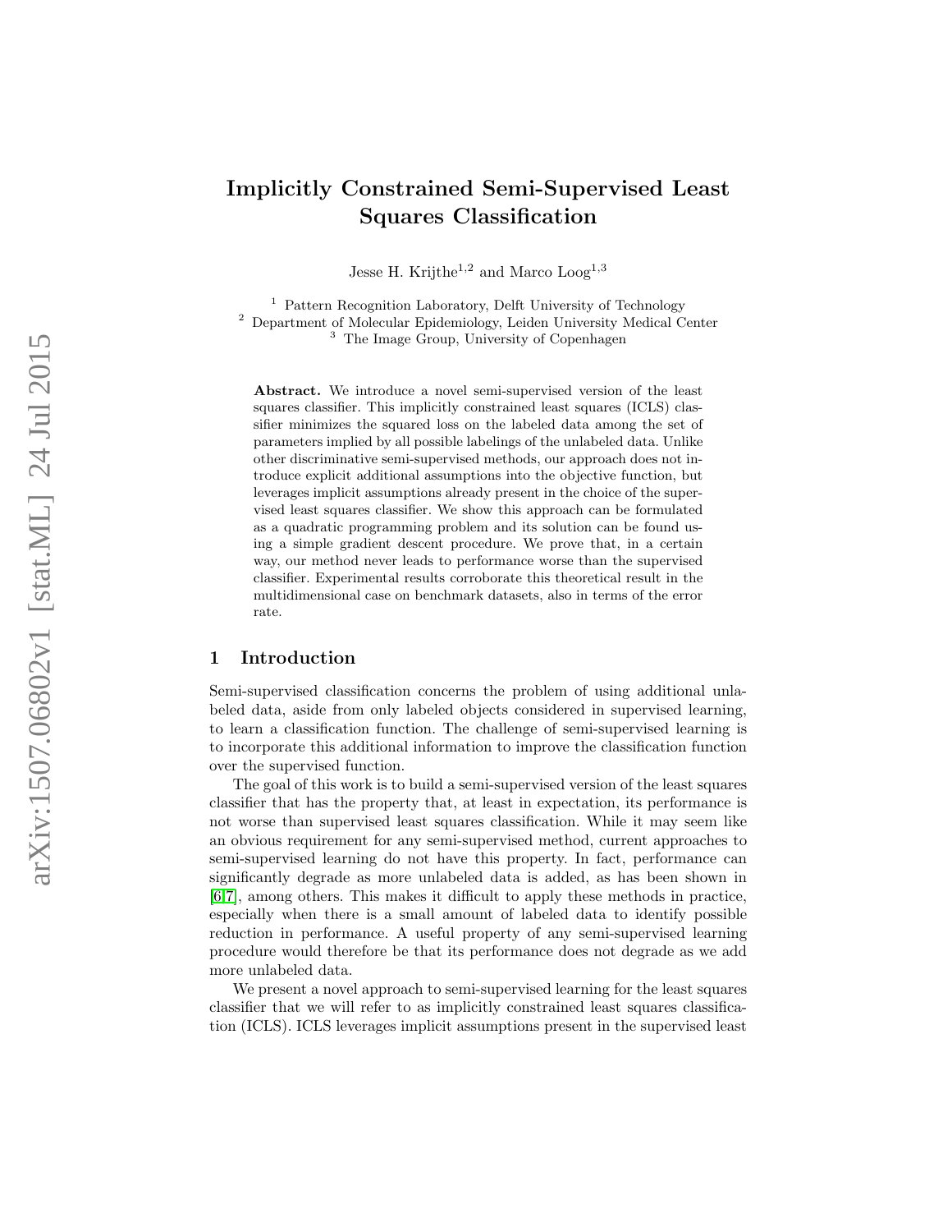# Implicitly Constrained Semi-Supervised Least Squares Classification

Jesse H. Krijthe[1,2] and Marco Loog[1,3]

[1] Pattern Recognition Laboratory, Delft University of Technology
[2] Department of Molecular Epidemiology, Leiden University Medical Center
[3] The Image Group, University of Copenhagen

**Abstract.** We introduce a novel semi-supervised version of the least squares classifier. This implicitly constrained least squares (ICLS) classifier minimizes the squared loss on the labeled data among the set of parameters implied by all possible labelings of the unlabeled data. Unlike other discriminative semi-supervised methods, our approach does not introduce explicit additional assumptions into the objective function, but leverages implicit assumptions already present in the choice of the supervised least squares classifier. We show this approach can be formulated as a quadratic programming problem and its solution can be found using a simple gradient descent procedure. We prove that, in a certain way, our method never leads to performance worse than the supervised classifier. Experimental results corroborate this theoretical result in the multidimensional case on benchmark datasets, also in terms of the error rate.

## 1 Introduction

Semi-supervised classification concerns the problem of using additional unlabeled data, aside from only labeled objects considered in supervised learning, to learn a classification function. The challenge of semi-supervised learning is to incorporate this additional information to improve the classification function over the supervised function.

The goal of this work is to build a semi-supervised version of the least squares classifier that has the property that, at least in expectation, its performance is not worse than supervised least squares classification. While it may seem like an obvious requirement for any semi-supervised method, current approaches to semi-supervised learning do not have this property. In fact, performance can significantly degrade as more unlabeled data is added, as has been shown in [6,7], among others. This makes it difficult to apply these methods in practice, especially when there is a small amount of labeled data to identify possible reduction in performance. A useful property of any semi-supervised learning procedure would therefore be that its performance does not degrade as we add more unlabeled data.

We present a novel approach to semi-supervised learning for the least squares classifier that we will refer to as implicitly constrained least squares classification (ICLS). ICLS leverages implicit assumptions present in the supervised least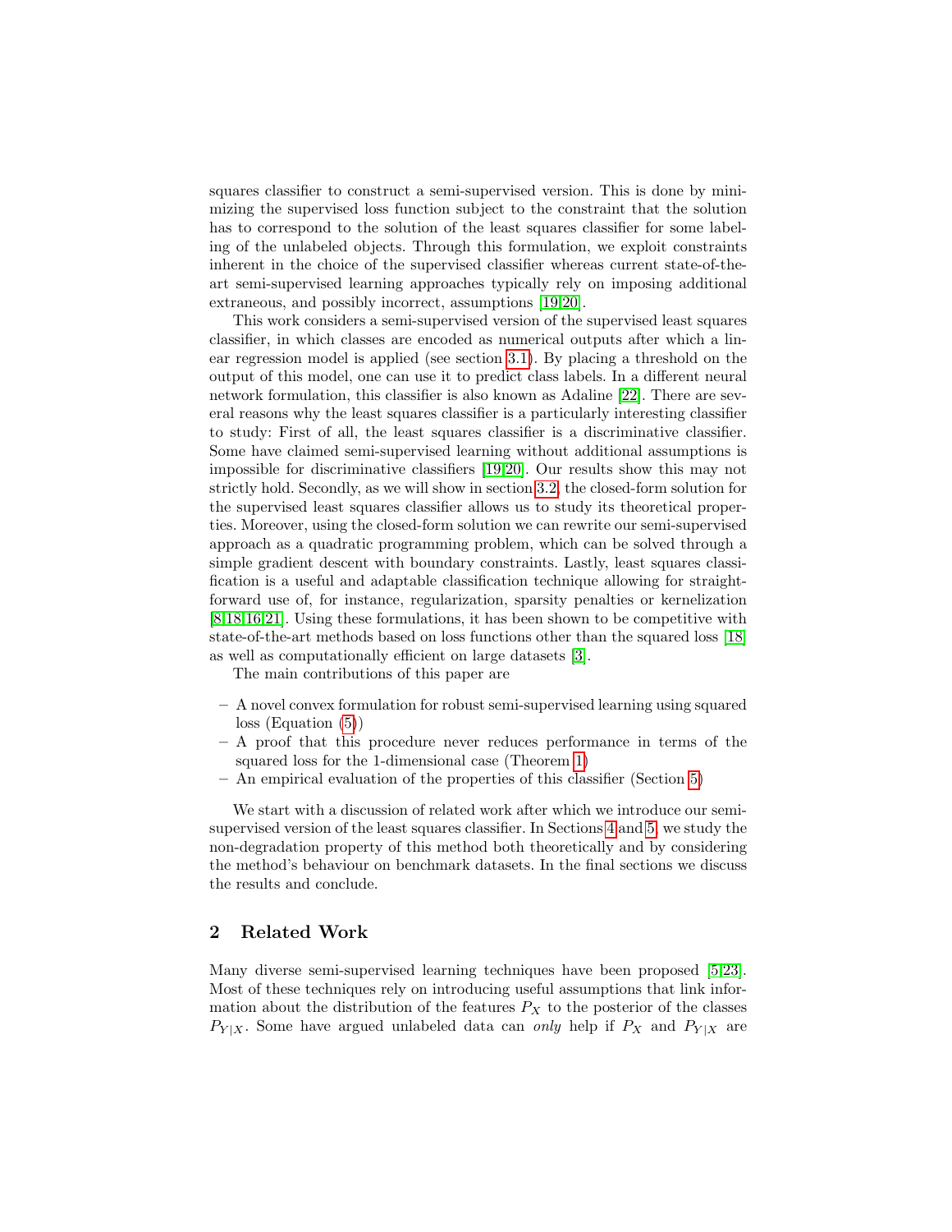squares classifier to construct a semi-supervised version. This is done by minimizing the supervised loss function subject to the constraint that the solution has to correspond to the solution of the least squares classifier for some labeling of the unlabeled objects. Through this formulation, we exploit constraints inherent in the choice of the supervised classifier whereas current state-of-the-art semi-supervised learning approaches typically rely on imposing additional extraneous, and possibly incorrect, assumptions [19,20].

This work considers a semi-supervised version of the supervised least squares classifier, in which classes are encoded as numerical outputs after which a linear regression model is applied (see section 3.1). By placing a threshold on the output of this model, one can use it to predict class labels. In a different neural network formulation, this classifier is also known as Adaline [22]. There are several reasons why the least squares classifier is a particularly interesting classifier to study: First of all, the least squares classifier is a discriminative classifier. Some have claimed semi-supervised learning without additional assumptions is impossible for discriminative classifiers [19,20]. Our results show this may not strictly hold. Secondly, as we will show in section 3.2, the closed-form solution for the supervised least squares classifier allows us to study its theoretical properties. Moreover, using the closed-form solution we can rewrite our semi-supervised approach as a quadratic programming problem, which can be solved through a simple gradient descent with boundary constraints. Lastly, least squares classification is a useful and adaptable classification technique allowing for straightforward use of, for instance, regularization, sparsity penalties or kernelization [8,18,16,21]. Using these formulations, it has been shown to be competitive with state-of-the-art methods based on loss functions other than the squared loss [18] as well as computationally efficient on large datasets [3].

The main contributions of this paper are

- A novel convex formulation for robust semi-supervised learning using squared loss (Equation (5))
- A proof that this procedure never reduces performance in terms of the squared loss for the 1-dimensional case (Theorem 1)
- An empirical evaluation of the properties of this classifier (Section 5)

We start with a discussion of related work after which we introduce our semi-supervised version of the least squares classifier. In Sections 4 and 5, we study the non-degradation property of this method both theoretically and by considering the method's behaviour on benchmark datasets. In the final sections we discuss the results and conclude.

## 2 Related Work

Many diverse semi-supervised learning techniques have been proposed [5,23]. Most of these techniques rely on introducing useful assumptions that link information about the distribution of the features $P_X$ to the posterior of the classes $P_{Y|X}$. Some have argued unlabeled data can *only* help if $P_X$ and $P_{Y|X}$ are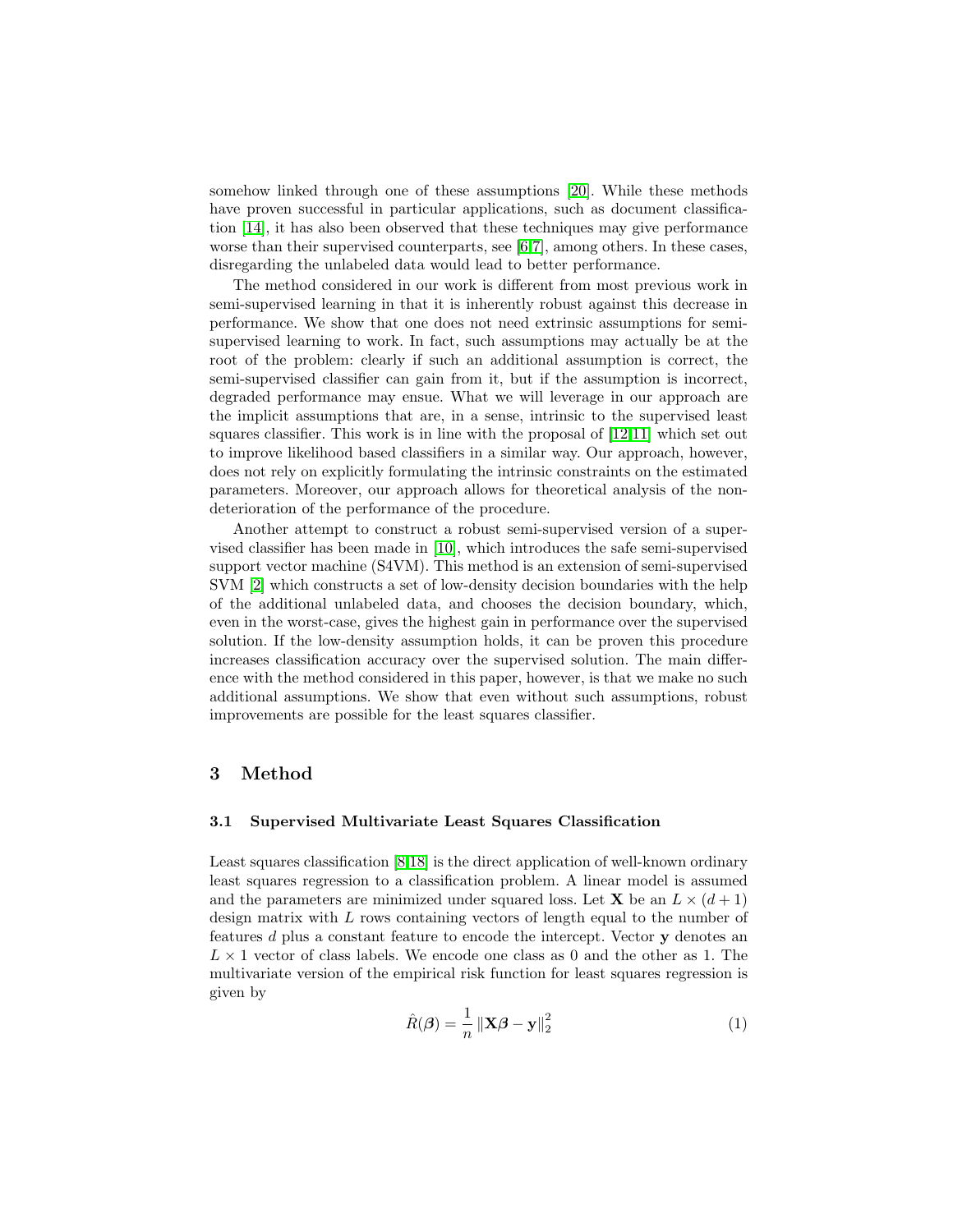somehow linked through one of these assumptions [20]. While these methods have proven successful in particular applications, such as document classification [14], it has also been observed that these techniques may give performance worse than their supervised counterparts, see [6,7], among others. In these cases, disregarding the unlabeled data would lead to better performance.

The method considered in our work is different from most previous work in semi-supervised learning in that it is inherently robust against this decrease in performance. We show that one does not need extrinsic assumptions for semi-supervised learning to work. In fact, such assumptions may actually be at the root of the problem: clearly if such an additional assumption is correct, the semi-supervised classifier can gain from it, but if the assumption is incorrect, degraded performance may ensue. What we will leverage in our approach are the implicit assumptions that are, in a sense, intrinsic to the supervised least squares classifier. This work is in line with the proposal of [12,11] which set out to improve likelihood based classifiers in a similar way. Our approach, however, does not rely on explicitly formulating the intrinsic constraints on the estimated parameters. Moreover, our approach allows for theoretical analysis of the non-deterioration of the performance of the procedure.

Another attempt to construct a robust semi-supervised version of a supervised classifier has been made in [10], which introduces the safe semi-supervised support vector machine (S4VM). This method is an extension of semi-supervised SVM [2] which constructs a set of low-density decision boundaries with the help of the additional unlabeled data, and chooses the decision boundary, which, even in the worst-case, gives the highest gain in performance over the supervised solution. If the low-density assumption holds, it can be proven this procedure increases classification accuracy over the supervised solution. The main difference with the method considered in this paper, however, is that we make no such additional assumptions. We show that even without such assumptions, robust improvements are possible for the least squares classifier.

## 3 Method

### 3.1 Supervised Multivariate Least Squares Classification

Least squares classification [8,18] is the direct application of well-known ordinary least squares regression to a classification problem. A linear model is assumed and the parameters are minimized under squared loss. Let $\mathbf{X}$ be an $L \times (d+1)$ design matrix with $L$ rows containing vectors of length equal to the number of features $d$ plus a constant feature to encode the intercept. Vector $\mathbf{y}$ denotes an $L \times 1$ vector of class labels. We encode one class as 0 and the other as 1. The multivariate version of the empirical risk function for least squares regression is given by

$$\hat{R}(\boldsymbol{\beta}) = \frac{1}{n} \left\| \mathbf{X}\boldsymbol{\beta} - \mathbf{y} \right\|_2^2 \tag{1}$$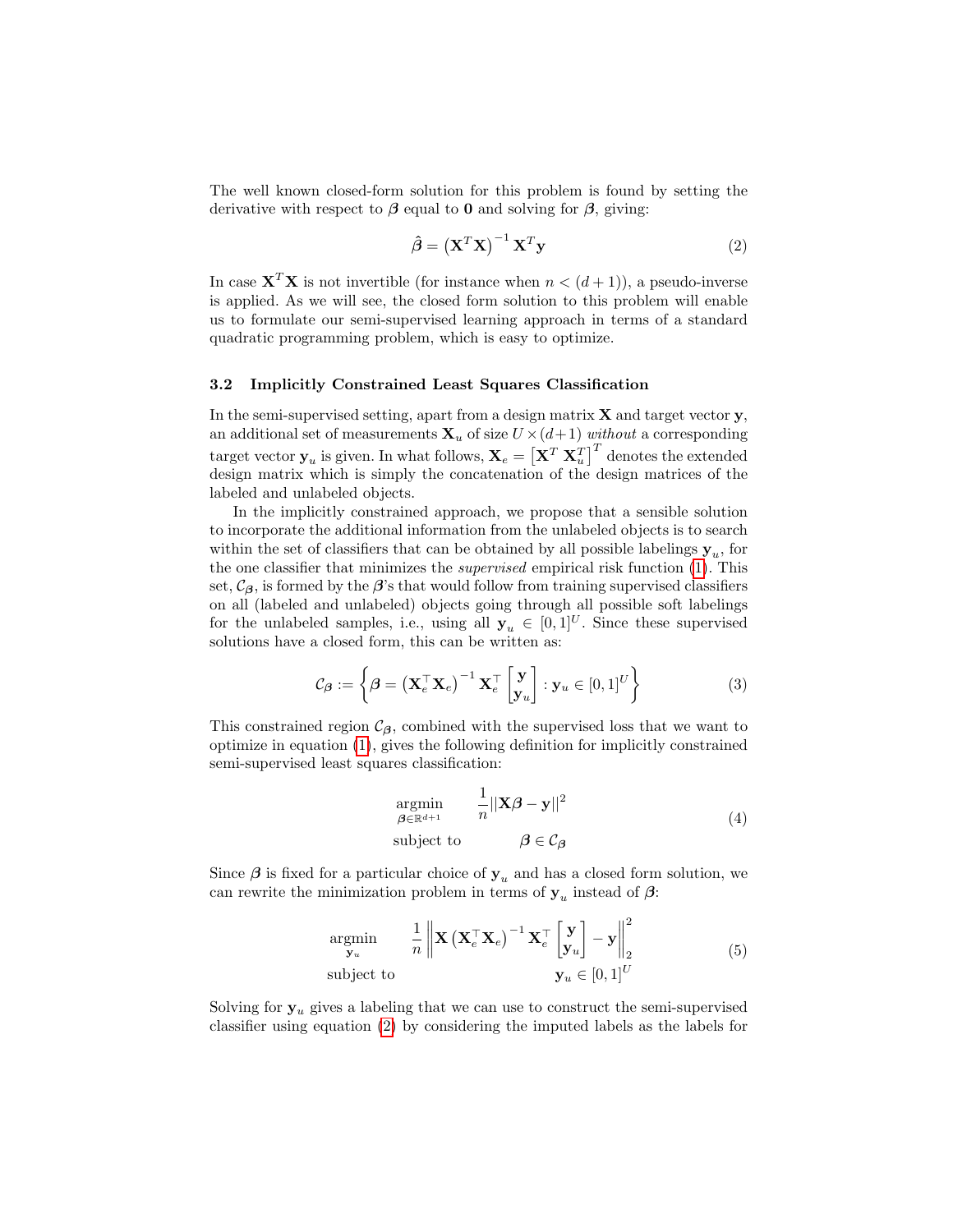The well known closed-form solution for this problem is found by setting the derivative with respect to $\boldsymbol{\beta}$ equal to $\mathbf{0}$ and solving for $\boldsymbol{\beta}$, giving:

$$\hat{\boldsymbol{\beta}} = \left(\mathbf{X}^T\mathbf{X}\right)^{-1}\mathbf{X}^T\mathbf{y} \tag{2}$$

In case $\mathbf{X}^T\mathbf{X}$ is not invertible (for instance when $n < (d+1)$), a pseudo-inverse is applied. As we will see, the closed form solution to this problem will enable us to formulate our semi-supervised learning approach in terms of a standard quadratic programming problem, which is easy to optimize.

### 3.2 Implicitly Constrained Least Squares Classification

In the semi-supervised setting, apart from a design matrix $\mathbf{X}$ and target vector $\mathbf{y}$, an additional set of measurements $\mathbf{X}_u$ of size $U \times (d+1)$ *without* a corresponding target vector $\mathbf{y}_u$ is given. In what follows, $\mathbf{X}_e = \left[\mathbf{X}^T \ \mathbf{X}_u^T\right]^T$ denotes the extended design matrix which is simply the concatenation of the design matrices of the labeled and unlabeled objects.

In the implicitly constrained approach, we propose that a sensible solution to incorporate the additional information from the unlabeled objects is to search within the set of classifiers that can be obtained by all possible labelings $\mathbf{y}_u$, for the one classifier that minimizes the *supervised* empirical risk function (1). This set, $\mathcal{C}_{\boldsymbol{\beta}}$, is formed by the $\boldsymbol{\beta}$'s that would follow from training supervised classifiers on all (labeled and unlabeled) objects going through all possible soft labelings for the unlabeled samples, i.e., using all $\mathbf{y}_u \in [0,1]^U$. Since these supervised solutions have a closed form, this can be written as:

$$\mathcal{C}_{\boldsymbol{\beta}} := \left\{ \boldsymbol{\beta} = \left(\mathbf{X}_e^\top\mathbf{X}_e\right)^{-1}\mathbf{X}_e^\top \begin{bmatrix}\mathbf{y} \\ \mathbf{y}_u\end{bmatrix} : \mathbf{y}_u \in [0,1]^U \right\} \tag{3}$$

This constrained region $\mathcal{C}_{\boldsymbol{\beta}}$, combined with the supervised loss that we want to optimize in equation (1), gives the following definition for implicitly constrained semi-supervised least squares classification:

$$\begin{aligned} \underset{\boldsymbol{\beta} \in \mathbb{R}^{d+1}}{\operatorname{argmin}} \quad & \frac{1}{n}||\mathbf{X}\boldsymbol{\beta} - \mathbf{y}||^2 \\ \text{subject to} \quad & \boldsymbol{\beta} \in \mathcal{C}_{\boldsymbol{\beta}} \end{aligned} \tag{4}$$

Since $\boldsymbol{\beta}$ is fixed for a particular choice of $\mathbf{y}_u$ and has a closed form solution, we can rewrite the minimization problem in terms of $\mathbf{y}_u$ instead of $\boldsymbol{\beta}$:

$$\begin{aligned} \underset{\mathbf{y}_u}{\operatorname{argmin}} \quad & \frac{1}{n}\left\| \mathbf{X}\left(\mathbf{X}_e^\top\mathbf{X}_e\right)^{-1}\mathbf{X}_e^\top \begin{bmatrix}\mathbf{y} \\ \mathbf{y}_u\end{bmatrix} - \mathbf{y} \right\|_2^2 \\ \text{subject to} \quad & \mathbf{y}_u \in [0,1]^U \end{aligned} \tag{5}$$

Solving for $\mathbf{y}_u$ gives a labeling that we can use to construct the semi-supervised classifier using equation (2) by considering the imputed labels as the labels for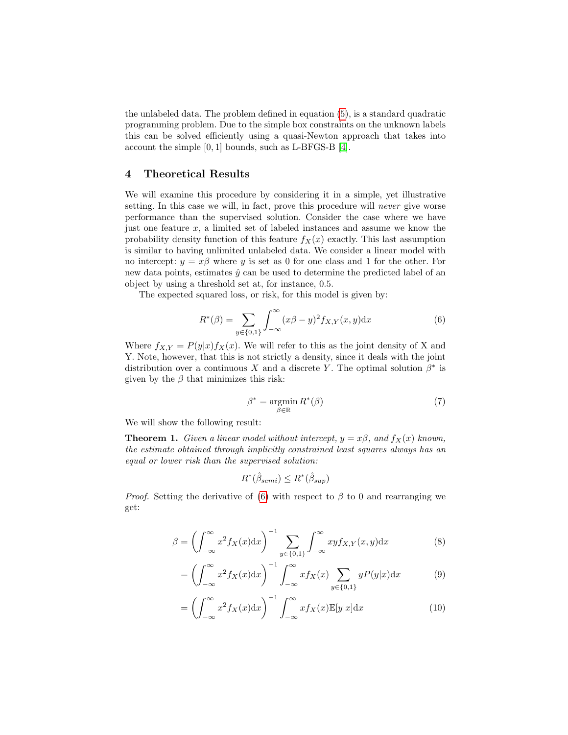the unlabeled data. The problem defined in equation (5), is a standard quadratic programming problem. Due to the simple box constraints on the unknown labels this can be solved efficiently using a quasi-Newton approach that takes into account the simple $[0,1]$ bounds, such as L-BFGS-B [4].

## 4 Theoretical Results

We will examine this procedure by considering it in a simple, yet illustrative setting. In this case we will, in fact, prove this procedure will *never* give worse performance than the supervised solution. Consider the case where we have just one feature $x$, a limited set of labeled instances and assume we know the probability density function of this feature $f_X(x)$ exactly. This last assumption is similar to having unlimited unlabeled data. We consider a linear model with no intercept: $y = x\beta$ where $y$ is set as 0 for one class and 1 for the other. For new data points, estimates $\hat{y}$ can be used to determine the predicted label of an object by using a threshold set at, for instance, 0.5.

The expected squared loss, or risk, for this model is given by:

$$R^*(\beta) = \sum_{y \in \{0,1\}} \int_{-\infty}^{\infty} (x\beta - y)^2 f_{X,Y}(x,y) \mathrm{d}x \tag{6}$$

Where $f_{X,Y} = P(y|x)f_X(x)$. We will refer to this as the joint density of X and Y. Note, however, that this is not strictly a density, since it deals with the joint distribution over a continuous $X$ and a discrete $Y$. The optimal solution $\beta^*$ is given by the $\beta$ that minimizes this risk:

$$\beta^* = \operatorname*{argmin}_{\beta \in \mathbb{R}} R^*(\beta) \tag{7}$$

We will show the following result:

**Theorem 1.** *Given a linear model without intercept, $y = x\beta$, and $f_X(x)$ known, the estimate obtained through implicitly constrained least squares always has an equal or lower risk than the supervised solution:*

$$R^*(\hat{\beta}_{semi}) \leq R^*(\hat{\beta}_{sup})$$

*Proof.* Setting the derivative of (6) with respect to $\beta$ to 0 and rearranging we get:

$$\beta = \left( \int_{-\infty}^{\infty} x^2 f_X(x) \mathrm{d}x \right)^{-1} \sum_{y \in \{0,1\}} \int_{-\infty}^{\infty} xy f_{X,Y}(x,y) \mathrm{d}x \tag{8}$$

$$= \left( \int_{-\infty}^{\infty} x^2 f_X(x) \mathrm{d}x \right)^{-1} \int_{-\infty}^{\infty} x f_X(x) \sum_{y \in \{0,1\}} y P(y|x) \mathrm{d}x \tag{9}$$

$$= \left( \int_{-\infty}^{\infty} x^2 f_X(x) \mathrm{d}x \right)^{-1} \int_{-\infty}^{\infty} x f_X(x) \mathbb{E}[y|x] \mathrm{d}x \tag{10}$$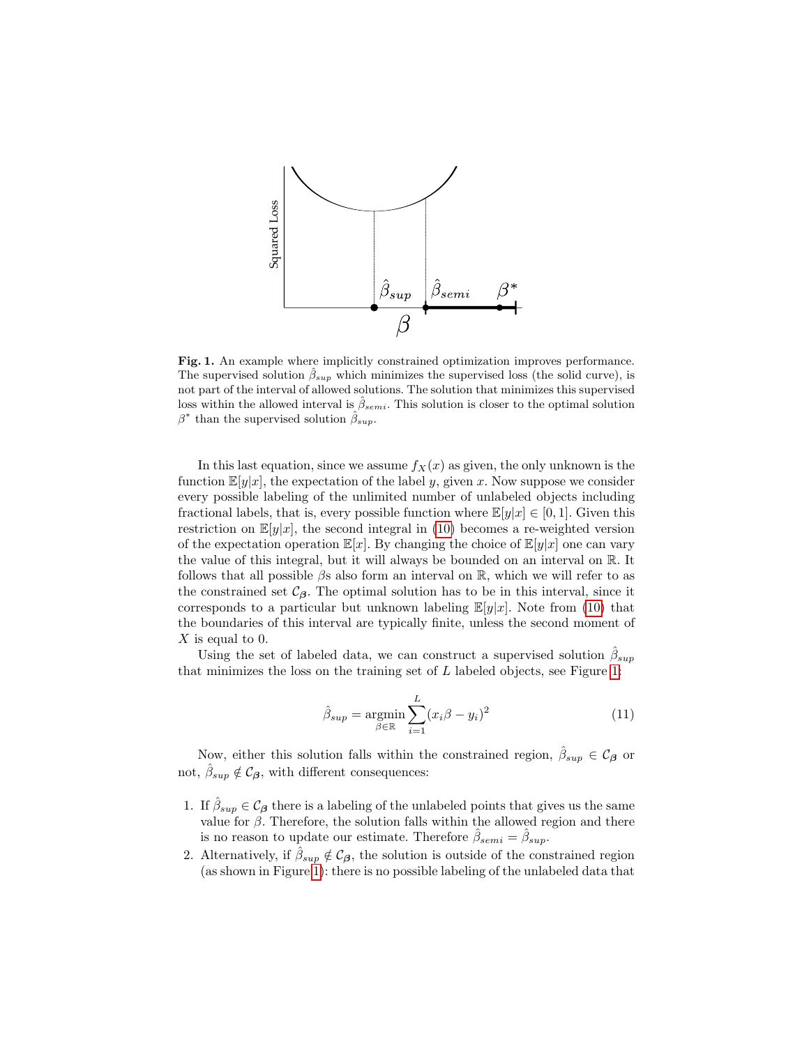**Fig. 1.** An example where implicitly constrained optimization improves performance. The supervised solution $\hat{\beta}_{sup}$ which minimizes the supervised loss (the solid curve), is not part of the interval of allowed solutions. The solution that minimizes this supervised loss within the allowed interval is $\hat{\beta}_{semi}$. This solution is closer to the optimal solution $\beta^*$ than the supervised solution $\hat{\beta}_{sup}$.

In this last equation, since we assume $f_X(x)$ as given, the only unknown is the function $\mathbb{E}[y|x]$, the expectation of the label $y$, given $x$. Now suppose we consider every possible labeling of the unlimited number of unlabeled objects including fractional labels, that is, every possible function where $\mathbb{E}[y|x] \in [0, 1]$. Given this restriction on $\mathbb{E}[y|x]$, the second integral in (10) becomes a re-weighted version of the expectation operation $\mathbb{E}[x]$. By changing the choice of $\mathbb{E}[y|x]$ one can vary the value of this integral, but it will always be bounded on an interval on $\mathbb{R}$. It follows that all possible $\beta$s also form an interval on $\mathbb{R}$, which we will refer to as the constrained set $\mathcal{C}_{\boldsymbol{\beta}}$. The optimal solution has to be in this interval, since it corresponds to a particular but unknown labeling $\mathbb{E}[y|x]$. Note from (10) that the boundaries of this interval are typically finite, unless the second moment of $X$ is equal to 0.

Using the set of labeled data, we can construct a supervised solution $\hat{\beta}_{sup}$ that minimizes the loss on the training set of $L$ labeled objects, see Figure 1:

$$\hat{\beta}_{sup} = \underset{\beta \in \mathbb{R}}{\operatorname{argmin}} \sum_{i=1}^{L} (x_i \beta - y_i)^2 \tag{11}$$

Now, either this solution falls within the constrained region, $\hat{\beta}_{sup} \in \mathcal{C}_{\boldsymbol{\beta}}$ or not, $\hat{\beta}_{sup} \notin \mathcal{C}_{\boldsymbol{\beta}}$, with different consequences:

1. If $\hat{\beta}_{sup} \in \mathcal{C}_{\boldsymbol{\beta}}$ there is a labeling of the unlabeled points that gives us the same value for $\beta$. Therefore, the solution falls within the allowed region and there is no reason to update our estimate. Therefore $\hat{\beta}_{semi} = \hat{\beta}_{sup}$.
2. Alternatively, if $\hat{\beta}_{sup} \notin \mathcal{C}_{\boldsymbol{\beta}}$, the solution is outside of the constrained region (as shown in Figure 1): there is no possible labeling of the unlabeled data that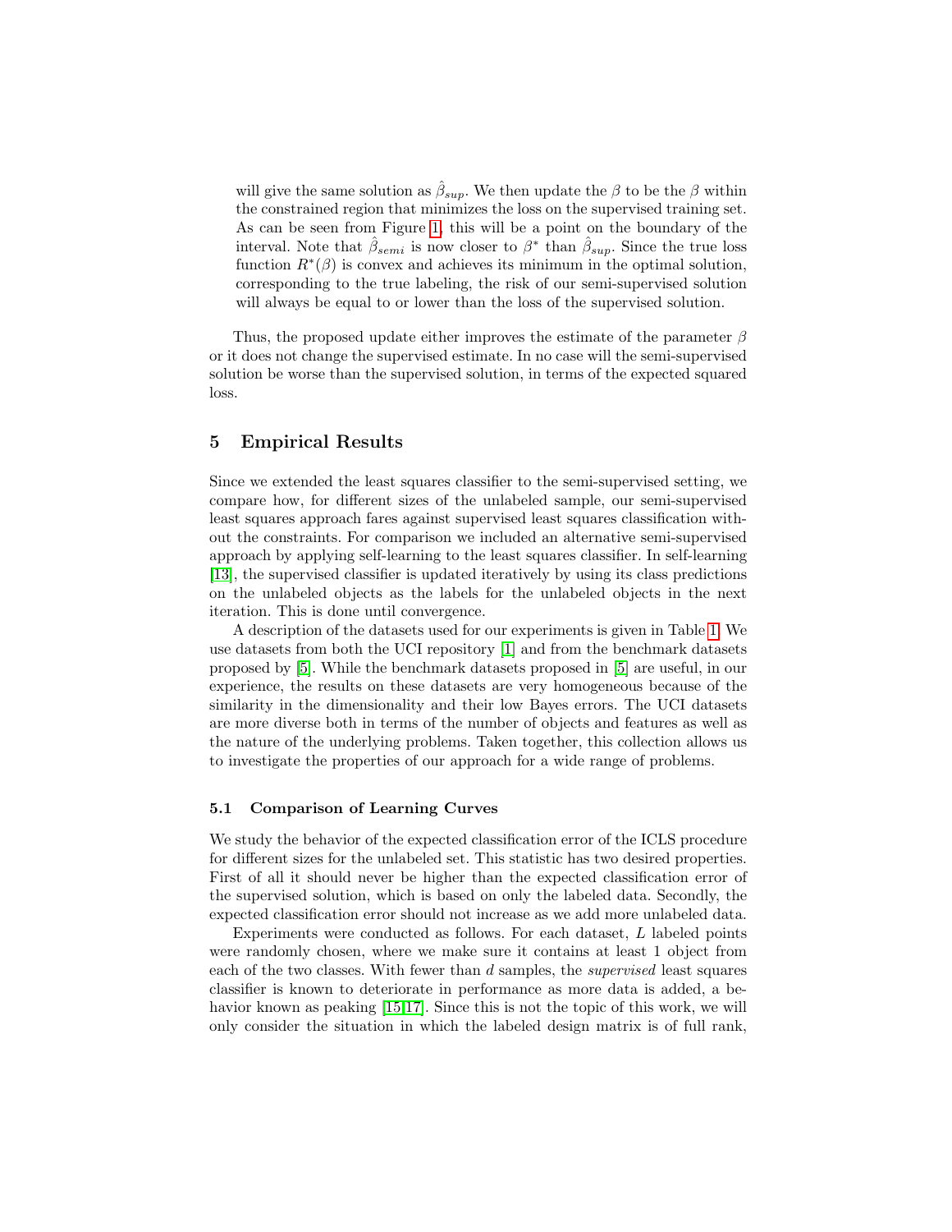will give the same solution as $\hat{\beta}_{sup}$. We then update the $\beta$ to be the $\beta$ within the constrained region that minimizes the loss on the supervised training set. As can be seen from Figure 1, this will be a point on the boundary of the interval. Note that $\hat{\beta}_{semi}$ is now closer to $\beta^*$ than $\hat{\beta}_{sup}$. Since the true loss function $R^*(\beta)$ is convex and achieves its minimum in the optimal solution, corresponding to the true labeling, the risk of our semi-supervised solution will always be equal to or lower than the loss of the supervised solution.

Thus, the proposed update either improves the estimate of the parameter $\beta$ or it does not change the supervised estimate. In no case will the semi-supervised solution be worse than the supervised solution, in terms of the expected squared loss.

## 5 Empirical Results

Since we extended the least squares classifier to the semi-supervised setting, we compare how, for different sizes of the unlabeled sample, our semi-supervised least squares approach fares against supervised least squares classification without the constraints. For comparison we included an alternative semi-supervised approach by applying self-learning to the least squares classifier. In self-learning [13], the supervised classifier is updated iteratively by using its class predictions on the unlabeled objects as the labels for the unlabeled objects in the next iteration. This is done until convergence.

A description of the datasets used for our experiments is given in Table 1. We use datasets from both the UCI repository [1] and from the benchmark datasets proposed by [5]. While the benchmark datasets proposed in [5] are useful, in our experience, the results on these datasets are very homogeneous because of the similarity in the dimensionality and their low Bayes errors. The UCI datasets are more diverse both in terms of the number of objects and features as well as the nature of the underlying problems. Taken together, this collection allows us to investigate the properties of our approach for a wide range of problems.

### 5.1 Comparison of Learning Curves

We study the behavior of the expected classification error of the ICLS procedure for different sizes for the unlabeled set. This statistic has two desired properties. First of all it should never be higher than the expected classification error of the supervised solution, which is based on only the labeled data. Secondly, the expected classification error should not increase as we add more unlabeled data.

Experiments were conducted as follows. For each dataset, $L$ labeled points were randomly chosen, where we make sure it contains at least 1 object from each of the two classes. With fewer than $d$ samples, the *supervised* least squares classifier is known to deteriorate in performance as more data is added, a behavior known as peaking [15,17]. Since this is not the topic of this work, we will only consider the situation in which the labeled design matrix is of full rank,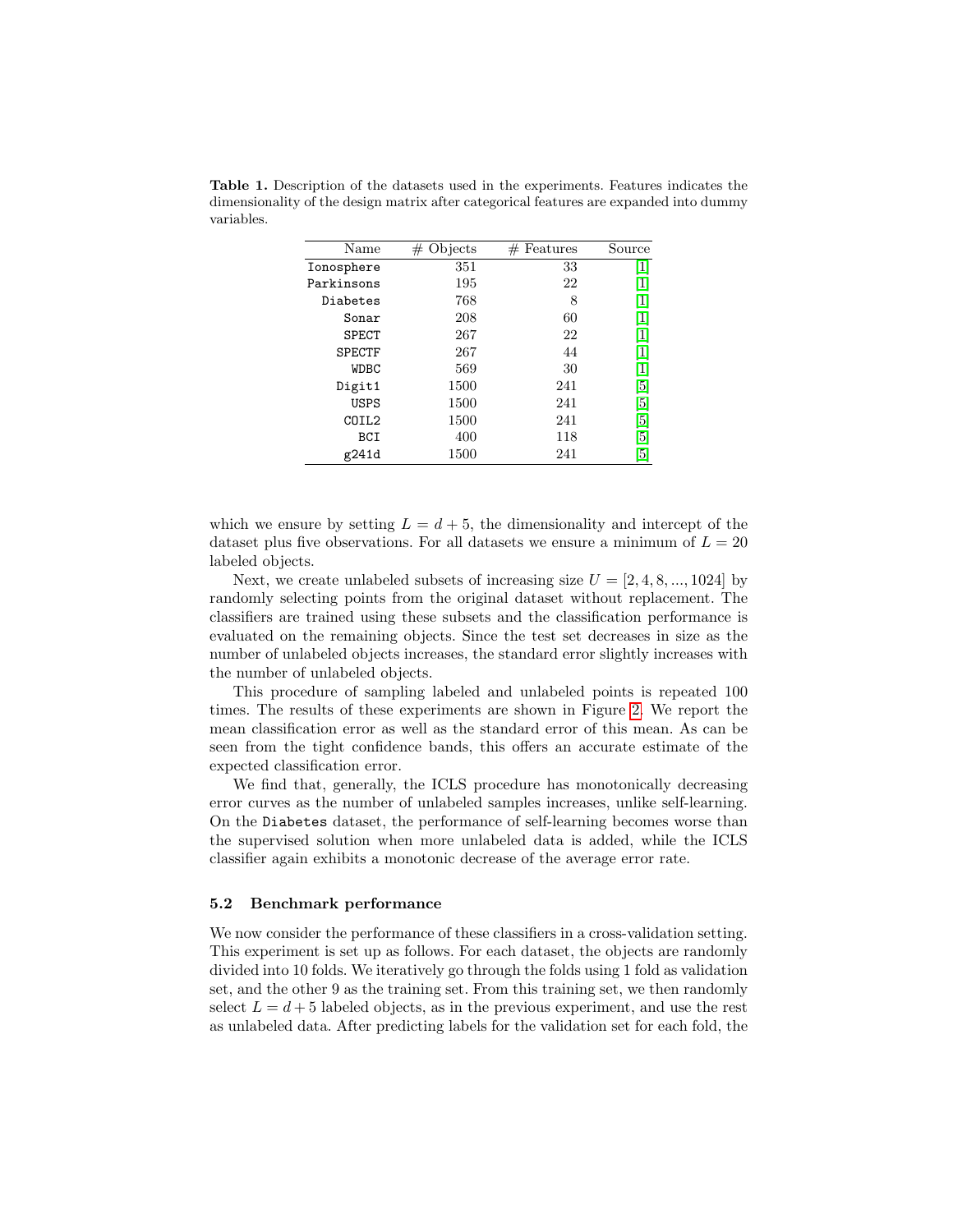**Table 1.** Description of the datasets used in the experiments. Features indicates the dimensionality of the design matrix after categorical features are expanded into dummy variables.

| Name | # Objects | # Features | Source |
|---|---|---|---|
| Ionosphere | 351 | 33 | [1] |
| Parkinsons | 195 | 22 | [1] |
| Diabetes | 768 | 8 | [1] |
| Sonar | 208 | 60 | [1] |
| SPECT | 267 | 22 | [1] |
| SPECTF | 267 | 44 | [1] |
| WDBC | 569 | 30 | [1] |
| Digit1 | 1500 | 241 | [5] |
| USPS | 1500 | 241 | [5] |
| COIL2 | 1500 | 241 | [5] |
| BCI | 400 | 118 | [5] |
| g241d | 1500 | 241 | [5] |

which we ensure by setting $L = d + 5$, the dimensionality and intercept of the dataset plus five observations. For all datasets we ensure a minimum of $L = 20$ labeled objects.

Next, we create unlabeled subsets of increasing size $U = [2, 4, 8, ..., 1024]$ by randomly selecting points from the original dataset without replacement. The classifiers are trained using these subsets and the classification performance is evaluated on the remaining objects. Since the test set decreases in size as the number of unlabeled objects increases, the standard error slightly increases with the number of unlabeled objects.

This procedure of sampling labeled and unlabeled points is repeated 100 times. The results of these experiments are shown in Figure 2. We report the mean classification error as well as the standard error of this mean. As can be seen from the tight confidence bands, this offers an accurate estimate of the expected classification error.

We find that, generally, the ICLS procedure has monotonically decreasing error curves as the number of unlabeled samples increases, unlike self-learning. On the Diabetes dataset, the performance of self-learning becomes worse than the supervised solution when more unlabeled data is added, while the ICLS classifier again exhibits a monotonic decrease of the average error rate.

### 5.2 Benchmark performance

We now consider the performance of these classifiers in a cross-validation setting. This experiment is set up as follows. For each dataset, the objects are randomly divided into 10 folds. We iteratively go through the folds using 1 fold as validation set, and the other 9 as the training set. From this training set, we then randomly select $L = d + 5$ labeled objects, as in the previous experiment, and use the rest as unlabeled data. After predicting labels for the validation set for each fold, the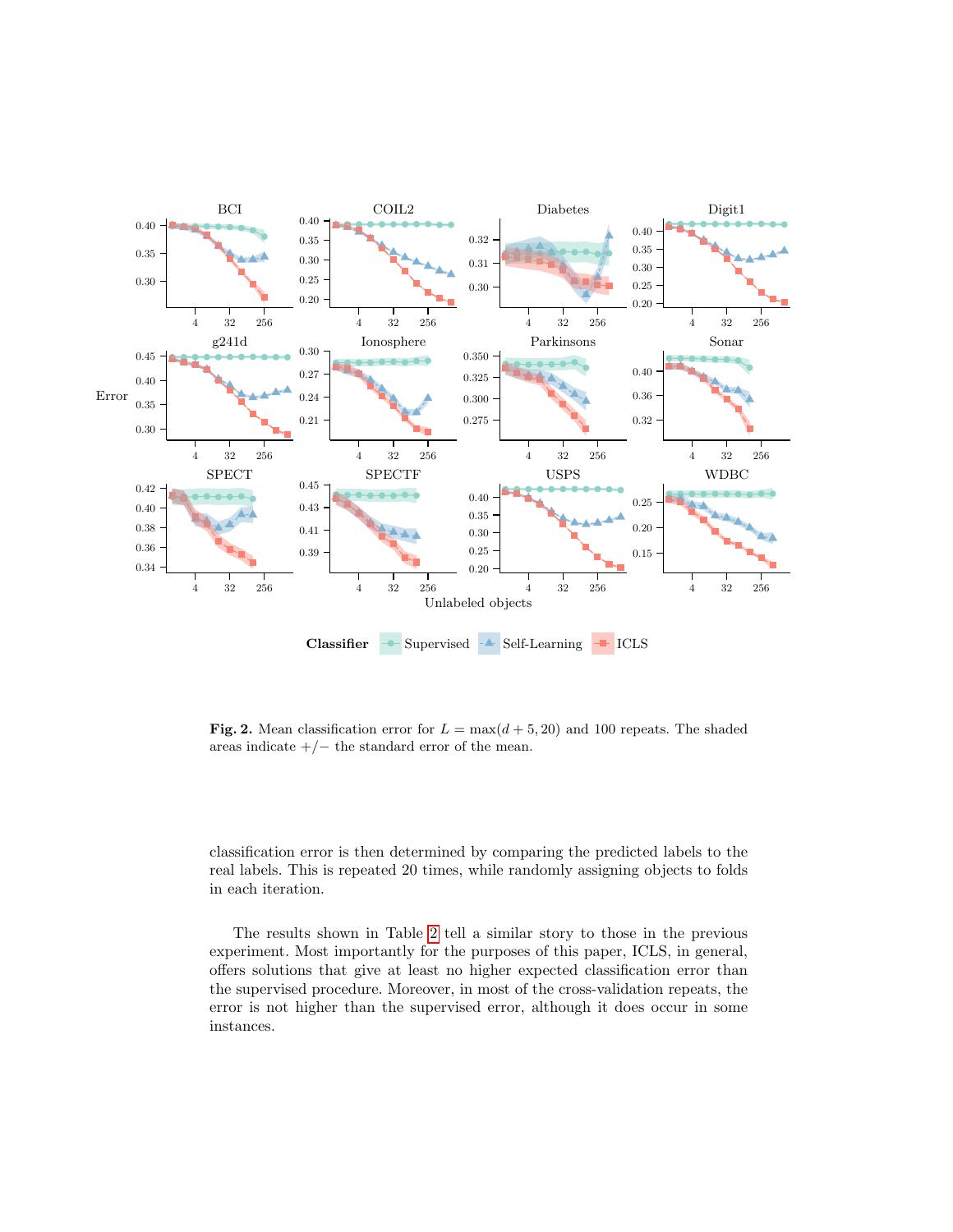**Fig. 2.** Mean classification error for $L = \max(d + 5, 20)$ and 100 repeats. The shaded areas indicate $+/-$ the standard error of the mean.

classification error is then determined by comparing the predicted labels to the real labels. This is repeated 20 times, while randomly assigning objects to folds in each iteration.

The results shown in Table 2 tell a similar story to those in the previous experiment. Most importantly for the purposes of this paper, ICLS, in general, offers solutions that give at least no higher expected classification error than the supervised procedure. Moreover, in most of the cross-validation repeats, the error is not higher than the supervised error, although it does occur in some instances.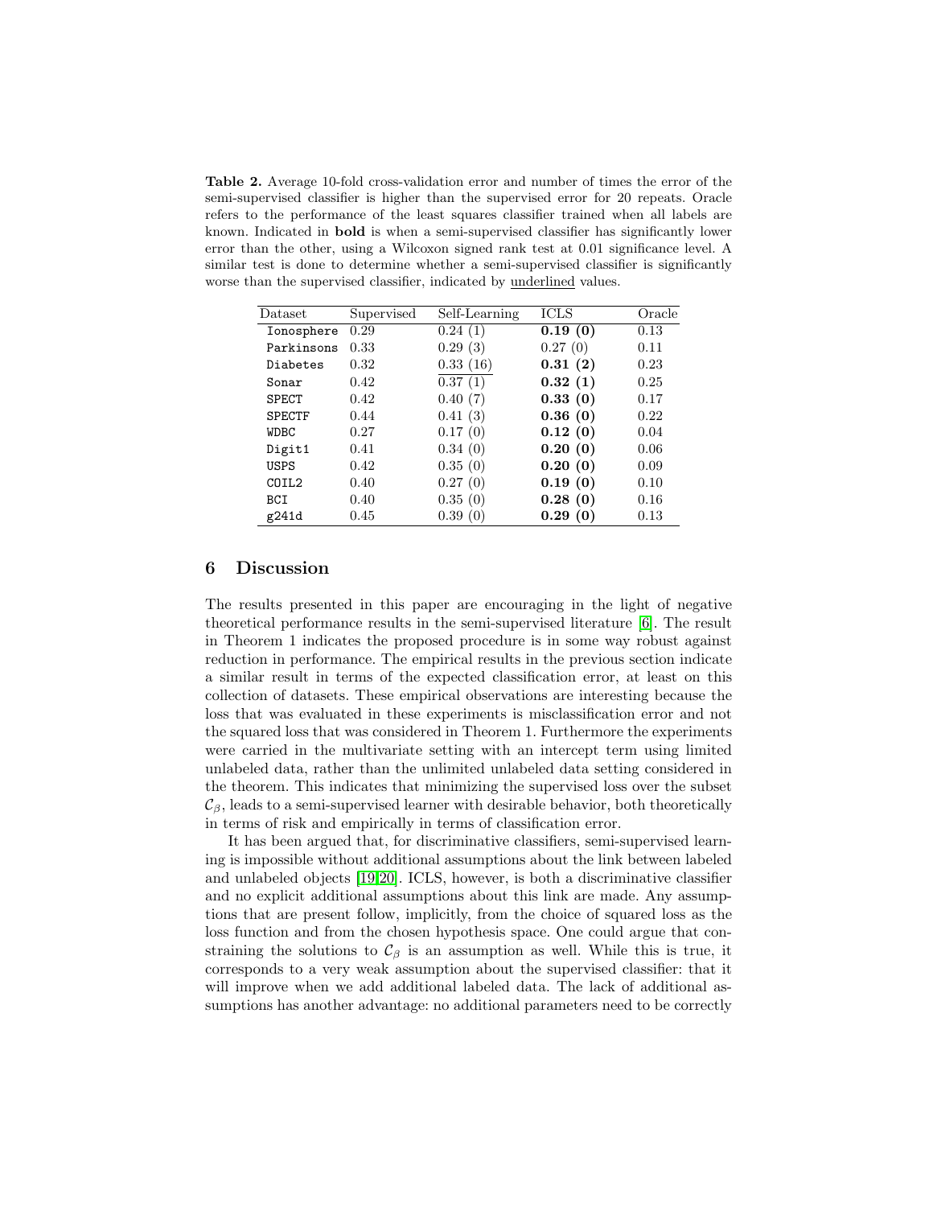**Table 2.** Average 10-fold cross-validation error and number of times the error of the semi-supervised classifier is higher than the supervised error for 20 repeats. Oracle refers to the performance of the least squares classifier trained when all labels are known. Indicated in **bold** is when a semi-supervised classifier has significantly lower error than the other, using a Wilcoxon signed rank test at 0.01 significance level. A similar test is done to determine whether a semi-supervised classifier is significantly worse than the supervised classifier, indicated by <u>underlined</u> values.

| Dataset | Supervised | Self-Learning | ICLS | Oracle |
|---|---|---|---|---|
| Ionosphere | 0.29 | 0.24 (1) | **0.19 (0)** | 0.13 |
| Parkinsons | 0.33 | 0.29 (3) | 0.27 (0) | 0.11 |
| Diabetes | 0.32 | <u>0.33 (16)</u> | **0.31 (2)** | 0.23 |
| Sonar | 0.42 | 0.37 (1) | **0.32 (1)** | 0.25 |
| SPECT | 0.42 | 0.40 (7) | **0.33 (0)** | 0.17 |
| SPECTF | 0.44 | 0.41 (3) | **0.36 (0)** | 0.22 |
| WDBC | 0.27 | 0.17 (0) | **0.12 (0)** | 0.04 |
| Digit1 | 0.41 | 0.34 (0) | **0.20 (0)** | 0.06 |
| USPS | 0.42 | 0.35 (0) | **0.20 (0)** | 0.09 |
| COIL2 | 0.40 | 0.27 (0) | **0.19 (0)** | 0.10 |
| BCI | 0.40 | 0.35 (0) | **0.28 (0)** | 0.16 |
| g241d | 0.45 | 0.39 (0) | **0.29 (0)** | 0.13 |

## 6 Discussion

The results presented in this paper are encouraging in the light of negative theoretical performance results in the semi-supervised literature [6]. The result in Theorem 1 indicates the proposed procedure is in some way robust against reduction in performance. The empirical results in the previous section indicate a similar result in terms of the expected classification error, at least on this collection of datasets. These empirical observations are interesting because the loss that was evaluated in these experiments is misclassification error and not the squared loss that was considered in Theorem 1. Furthermore the experiments were carried in the multivariate setting with an intercept term using limited unlabeled data, rather than the unlimited unlabeled data setting considered in the theorem. This indicates that minimizing the supervised loss over the subset $\mathcal{C}_\beta$, leads to a semi-supervised learner with desirable behavior, both theoretically in terms of risk and empirically in terms of classification error.

It has been argued that, for discriminative classifiers, semi-supervised learning is impossible without additional assumptions about the link between labeled and unlabeled objects [19,20]. ICLS, however, is both a discriminative classifier and no explicit additional assumptions about this link are made. Any assumptions that are present follow, implicitly, from the choice of squared loss as the loss function and from the chosen hypothesis space. One could argue that constraining the solutions to $\mathcal{C}_\beta$ is an assumption as well. While this is true, it corresponds to a very weak assumption about the supervised classifier: that it will improve when we add additional labeled data. The lack of additional assumptions has another advantage: no additional parameters need to be correctly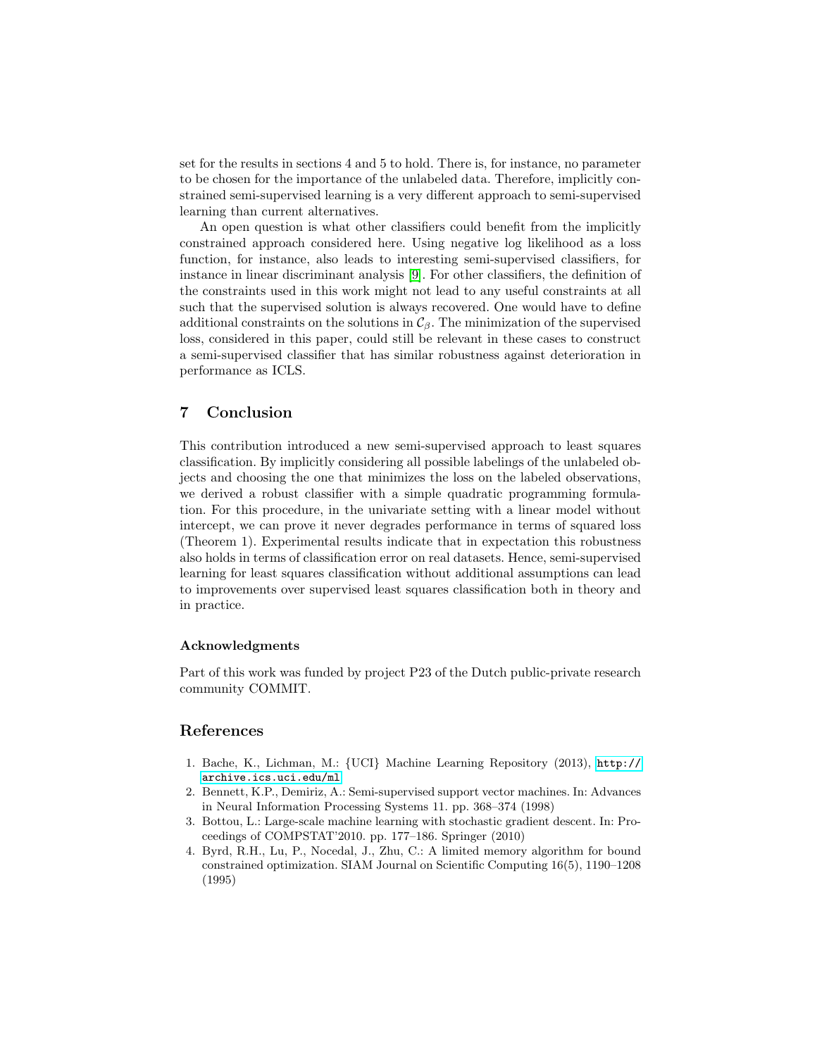set for the results in sections 4 and 5 to hold. There is, for instance, no parameter to be chosen for the importance of the unlabeled data. Therefore, implicitly constrained semi-supervised learning is a very different approach to semi-supervised learning than current alternatives.

An open question is what other classifiers could benefit from the implicitly constrained approach considered here. Using negative log likelihood as a loss function, for instance, also leads to interesting semi-supervised classifiers, for instance in linear discriminant analysis [9]. For other classifiers, the definition of the constraints used in this work might not lead to any useful constraints at all such that the supervised solution is always recovered. One would have to define additional constraints on the solutions in $\mathcal{C}_\beta$. The minimization of the supervised loss, considered in this paper, could still be relevant in these cases to construct a semi-supervised classifier that has similar robustness against deterioration in performance as ICLS.

## 7 Conclusion

This contribution introduced a new semi-supervised approach to least squares classification. By implicitly considering all possible labelings of the unlabeled objects and choosing the one that minimizes the loss on the labeled observations, we derived a robust classifier with a simple quadratic programming formulation. For this procedure, in the univariate setting with a linear model without intercept, we can prove it never degrades performance in terms of squared loss (Theorem 1). Experimental results indicate that in expectation this robustness also holds in terms of classification error on real datasets. Hence, semi-supervised learning for least squares classification without additional assumptions can lead to improvements over supervised least squares classification both in theory and in practice.

### Acknowledgments

Part of this work was funded by project P23 of the Dutch public-private research community COMMIT.

## References

1. Bache, K., Lichman, M.: {UCI} Machine Learning Repository (2013), http://archive.ics.uci.edu/ml
2. Bennett, K.P., Demiriz, A.: Semi-supervised support vector machines. In: Advances in Neural Information Processing Systems 11. pp. 368–374 (1998)
3. Bottou, L.: Large-scale machine learning with stochastic gradient descent. In: Proceedings of COMPSTAT'2010. pp. 177–186. Springer (2010)
4. Byrd, R.H., Lu, P., Nocedal, J., Zhu, C.: A limited memory algorithm for bound constrained optimization. SIAM Journal on Scientific Computing 16(5), 1190–1208 (1995)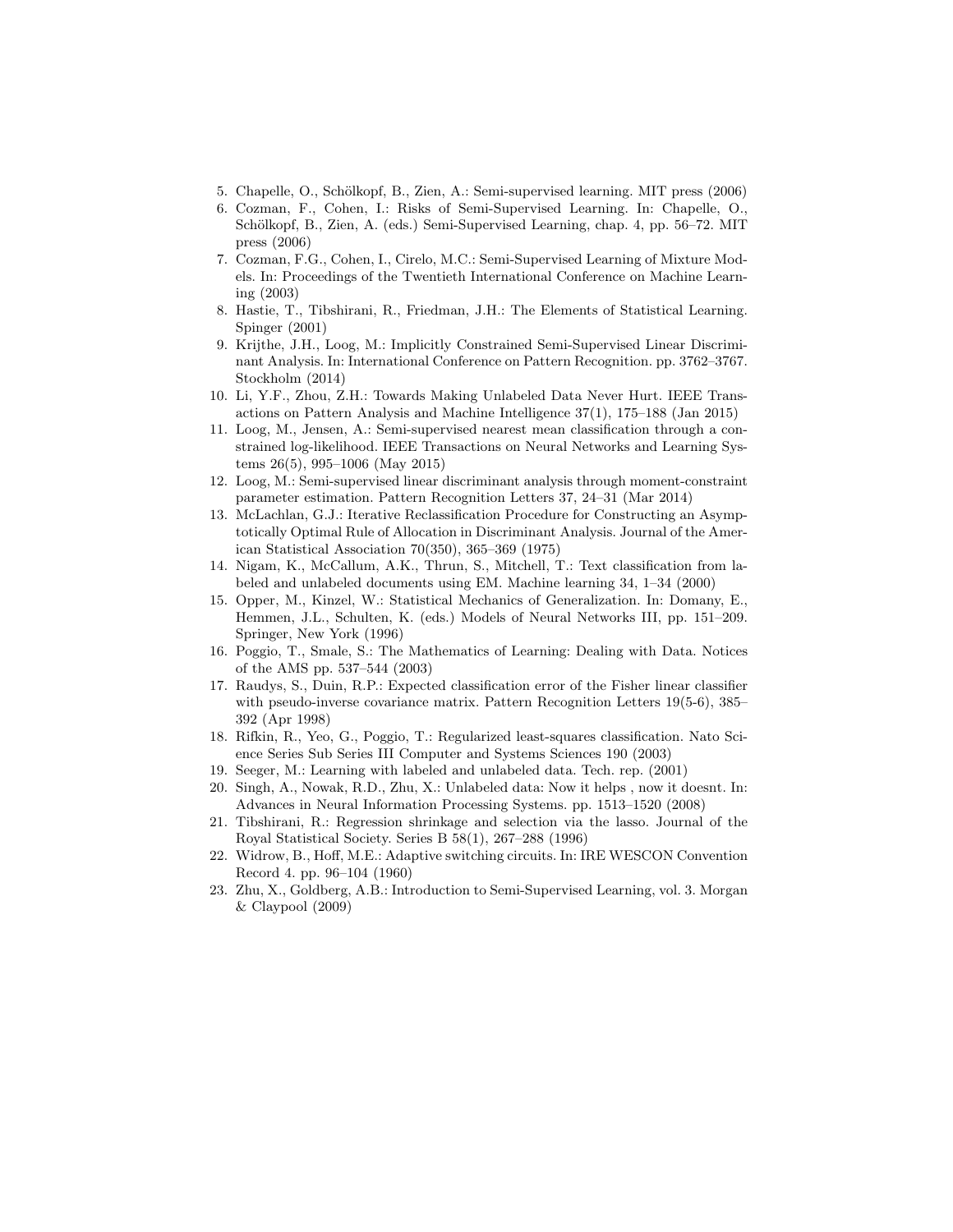5. Chapelle, O., Schölkopf, B., Zien, A.: Semi-supervised learning. MIT press (2006)
6. Cozman, F., Cohen, I.: Risks of Semi-Supervised Learning. In: Chapelle, O., Schölkopf, B., Zien, A. (eds.) Semi-Supervised Learning, chap. 4, pp. 56–72. MIT press (2006)
7. Cozman, F.G., Cohen, I., Cirelo, M.C.: Semi-Supervised Learning of Mixture Models. In: Proceedings of the Twentieth International Conference on Machine Learning (2003)
8. Hastie, T., Tibshirani, R., Friedman, J.H.: The Elements of Statistical Learning. Spinger (2001)
9. Krijthe, J.H., Loog, M.: Implicitly Constrained Semi-Supervised Linear Discriminant Analysis. In: International Conference on Pattern Recognition. pp. 3762–3767. Stockholm (2014)
10. Li, Y.F., Zhou, Z.H.: Towards Making Unlabeled Data Never Hurt. IEEE Transactions on Pattern Analysis and Machine Intelligence 37(1), 175–188 (Jan 2015)
11. Loog, M., Jensen, A.: Semi-supervised nearest mean classification through a constrained log-likelihood. IEEE Transactions on Neural Networks and Learning Systems 26(5), 995–1006 (May 2015)
12. Loog, M.: Semi-supervised linear discriminant analysis through moment-constraint parameter estimation. Pattern Recognition Letters 37, 24–31 (Mar 2014)
13. McLachlan, G.J.: Iterative Reclassification Procedure for Constructing an Asymptotically Optimal Rule of Allocation in Discriminant Analysis. Journal of the American Statistical Association 70(350), 365–369 (1975)
14. Nigam, K., McCallum, A.K., Thrun, S., Mitchell, T.: Text classification from labeled and unlabeled documents using EM. Machine learning 34, 1–34 (2000)
15. Opper, M., Kinzel, W.: Statistical Mechanics of Generalization. In: Domany, E., Hemmen, J.L., Schulten, K. (eds.) Models of Neural Networks III, pp. 151–209. Springer, New York (1996)
16. Poggio, T., Smale, S.: The Mathematics of Learning: Dealing with Data. Notices of the AMS pp. 537–544 (2003)
17. Raudys, S., Duin, R.P.: Expected classification error of the Fisher linear classifier with pseudo-inverse covariance matrix. Pattern Recognition Letters 19(5-6), 385–392 (Apr 1998)
18. Rifkin, R., Yeo, G., Poggio, T.: Regularized least-squares classification. Nato Science Series Sub Series III Computer and Systems Sciences 190 (2003)
19. Seeger, M.: Learning with labeled and unlabeled data. Tech. rep. (2001)
20. Singh, A., Nowak, R.D., Zhu, X.: Unlabeled data: Now it helps , now it doesnt. In: Advances in Neural Information Processing Systems. pp. 1513–1520 (2008)
21. Tibshirani, R.: Regression shrinkage and selection via the lasso. Journal of the Royal Statistical Society. Series B 58(1), 267–288 (1996)
22. Widrow, B., Hoff, M.E.: Adaptive switching circuits. In: IRE WESCON Convention Record 4. pp. 96–104 (1960)
23. Zhu, X., Goldberg, A.B.: Introduction to Semi-Supervised Learning, vol. 3. Morgan & Claypool (2009)